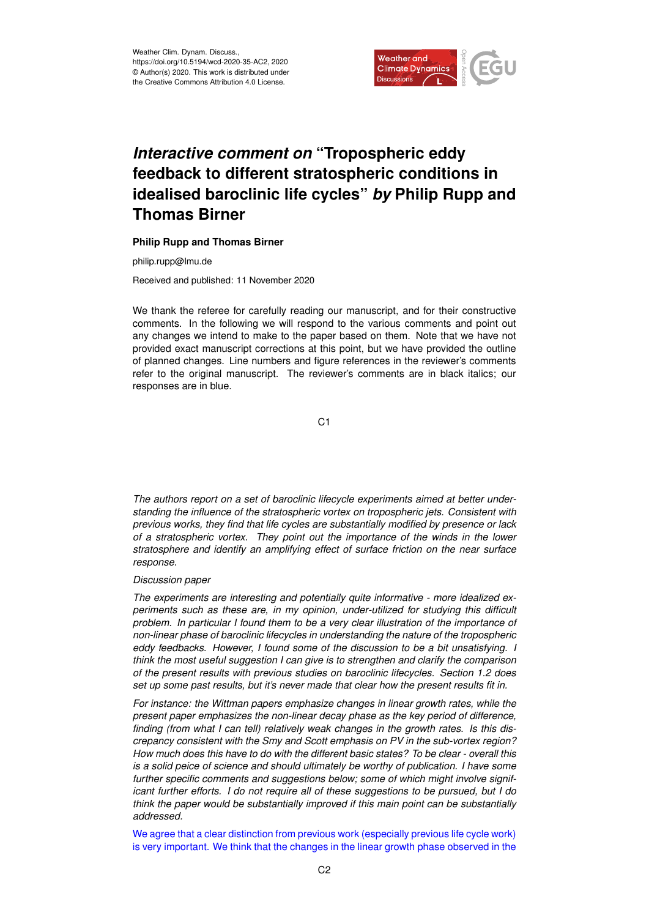Weather Clim. Dynam. Discuss.,
https://doi.org/10.5194/wcd-2020-35-AC2, 2020
© Author(s) 2020. This work is distributed under
the Creative Commons Attribution 4.0 License.

# *Interactive comment on* "Tropospheric eddy feedback to different stratospheric conditions in idealised baroclinic life cycles" *by* Philip Rupp and Thomas Birner

**Philip Rupp and Thomas Birner**

philip.rupp@lmu.de

Received and published: 11 November 2020

We thank the referee for carefully reading our manuscript, and for their constructive comments. In the following we will respond to the various comments and point out any changes we intend to make to the paper based on them. Note that we have not provided exact manuscript corrections at this point, but we have provided the outline of planned changes. Line numbers and figure references in the reviewer's comments refer to the original manuscript. The reviewer's comments are in black italics; our responses are in blue.

*The authors report on a set of baroclinic lifecycle experiments aimed at better understanding the influence of the stratospheric vortex on tropospheric jets. Consistent with previous works, they find that life cycles are substantially modified by presence or lack of a stratospheric vortex. They point out the importance of the winds in the lower stratosphere and identify an amplifying effect of surface friction on the near surface response.*

*Discussion paper*

*The experiments are interesting and potentially quite informative - more idealized experiments such as these are, in my opinion, under-utilized for studying this difficult problem. In particular I found them to be a very clear illustration of the importance of non-linear phase of baroclinic lifecycles in understanding the nature of the tropospheric eddy feedbacks. However, I found some of the discussion to be a bit unsatisfying. I think the most useful suggestion I can give is to strengthen and clarify the comparison of the present results with previous studies on baroclinic lifecycles. Section 1.2 does set up some past results, but it's never made that clear how the present results fit in.*

*For instance: the Wittman papers emphasize changes in linear growth rates, while the present paper emphasizes the non-linear decay phase as the key period of difference, finding (from what I can tell) relatively weak changes in the growth rates. Is this discrepancy consistent with the Smy and Scott emphasis on PV in the sub-vortex region? How much does this have to do with the different basic states? To be clear - overall this is a solid peice of science and should ultimately be worthy of publication. I have some further specific comments and suggestions below; some of which might involve significant further efforts. I do not require all of these suggestions to be pursued, but I do think the paper would be substantially improved if this main point can be substantially addressed.*

We agree that a clear distinction from previous work (especially previous life cycle work) is very important. We think that the changes in the linear growth phase observed in the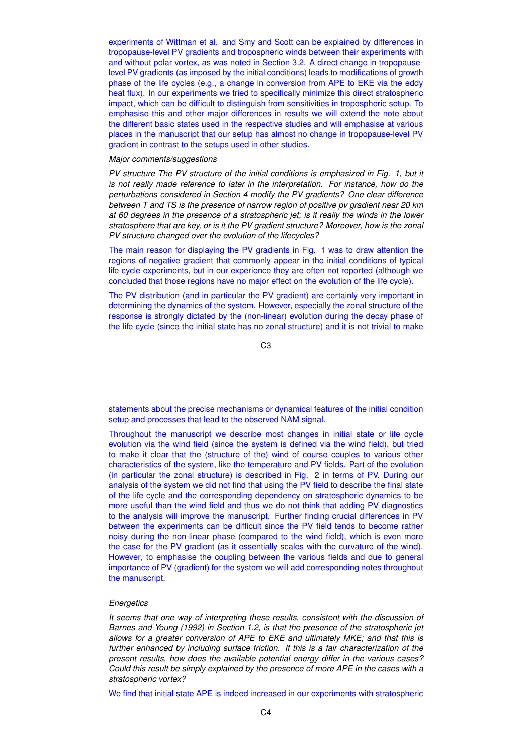experiments of Wittman et al. and Smy and Scott can be explained by differences in tropopause-level PV gradients and tropospheric winds between their experiments with and without polar vortex, as was noted in Section 3.2. A direct change in tropopause-level PV gradients (as imposed by the initial conditions) leads to modifications of growth phase of the life cycles (e.g., a change in conversion from APE to EKE via the eddy heat flux). In our experiments we tried to specifically minimize this direct stratospheric impact, which can be difficult to distinguish from sensitivities in tropospheric setup. To emphasise this and other major differences in results we will extend the note about the different basic states used in the respective studies and will emphasise at various places in the manuscript that our setup has almost no change in tropopause-level PV gradient in contrast to the setups used in other studies.

*Major comments/suggestions*

*PV structure The PV structure of the initial conditions is emphasized in Fig. 1, but it is not really made reference to later in the interpretation. For instance, how do the perturbations considered in Section 4 modify the PV gradients? One clear difference between T and TS is the presence of narrow region of positive pv gradient near 20 km at 60 degrees in the presence of a stratospheric jet; is it really the winds in the lower stratosphere that are key, or is it the PV gradient structure? Moreover, how is the zonal PV structure changed over the evolution of the lifecycles?*

The main reason for displaying the PV gradients in Fig. 1 was to draw attention the regions of negative gradient that commonly appear in the initial conditions of typical life cycle experiments, but in our experience they are often not reported (although we concluded that those regions have no major effect on the evolution of the life cycle).

The PV distribution (and in particular the PV gradient) are certainly very important in determining the dynamics of the system. However, especially the zonal structure of the response is strongly dictated by the (non-linear) evolution during the decay phase of the life cycle (since the initial state has no zonal structure) and it is not trivial to make statements about the precise mechanisms or dynamical features of the initial condition setup and processes that lead to the observed NAM signal.

Throughout the manuscript we describe most changes in initial state or life cycle evolution via the wind field (since the system is defined via the wind field), but tried to make it clear that the (structure of the) wind of course couples to various other characteristics of the system, like the temperature and PV fields. Part of the evolution (in particular the zonal structure) is described in Fig. 2 in terms of PV. During our analysis of the system we did not find that using the PV field to describe the final state of the life cycle and the corresponding dependency on stratospheric dynamics to be more useful than the wind field and thus we do not think that adding PV diagnostics to the analysis will improve the manuscript. Further finding crucial differences in PV between the experiments can be difficult since the PV field tends to become rather noisy during the non-linear phase (compared to the wind field), which is even more the case for the PV gradient (as it essentially scales with the curvature of the wind). However, to emphasise the coupling between the various fields and due to general importance of PV (gradient) for the system we will add corresponding notes throughout the manuscript.

*Energetics*

*It seems that one way of interpreting these results, consistent with the discussion of Barnes and Young (1992) in Section 1.2, is that the presence of the stratospheric jet allows for a greater conversion of APE to EKE and ultimately MKE; and that this is further enhanced by including surface friction. If this is a fair characterization of the present results, how does the available potential energy differ in the various cases? Could this result be simply explained by the presence of more APE in the cases with a stratospheric vortex?*

We find that initial state APE is indeed increased in our experiments with stratospheric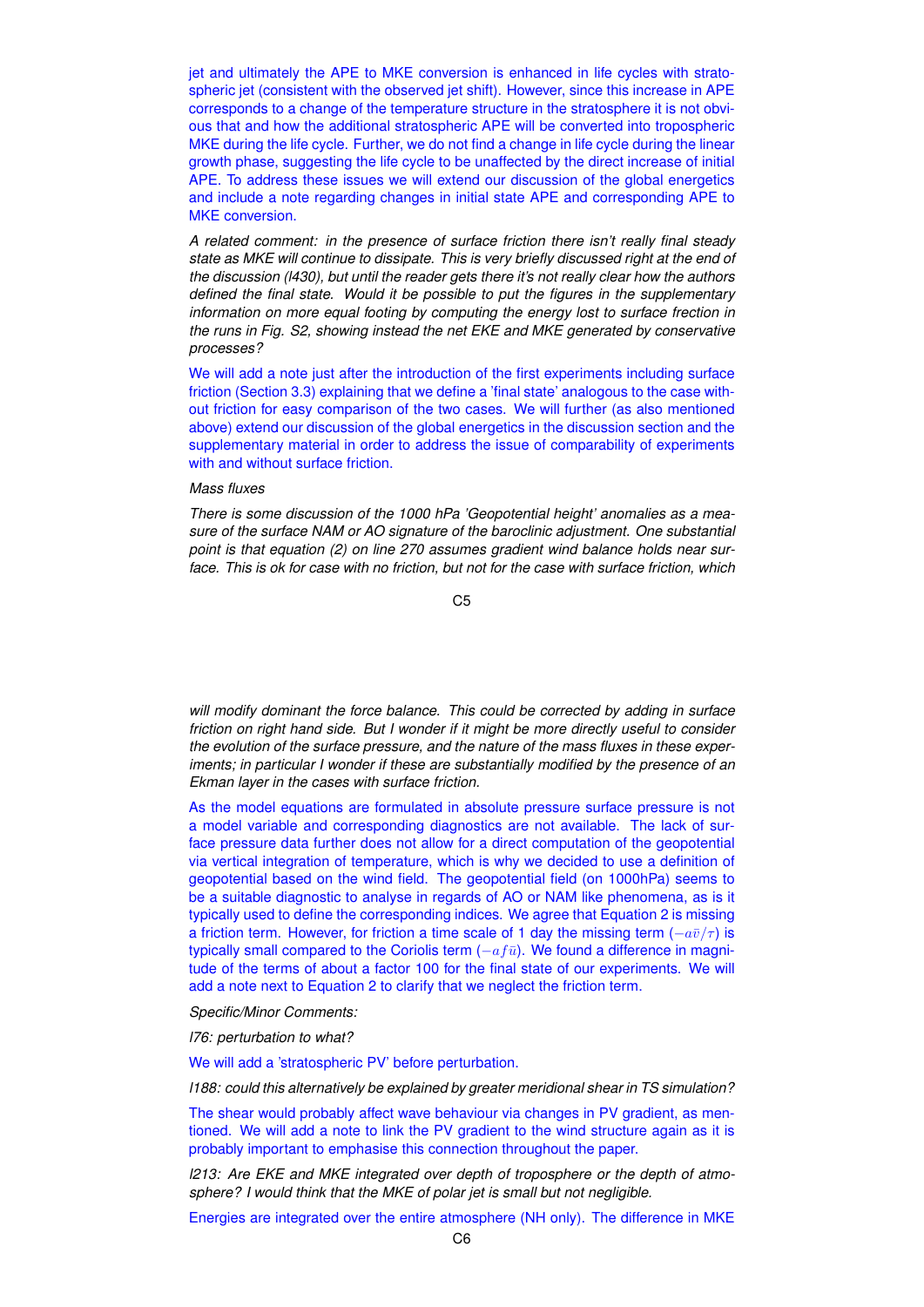jet and ultimately the APE to MKE conversion is enhanced in life cycles with stratospheric jet (consistent with the observed jet shift). However, since this increase in APE corresponds to a change of the temperature structure in the stratosphere it is not obvious that and how the additional stratospheric APE will be converted into tropospheric MKE during the life cycle. Further, we do not find a change in life cycle during the linear growth phase, suggesting the life cycle to be unaffected by the direct increase of initial APE. To address these issues we will extend our discussion of the global energetics and include a note regarding changes in initial state APE and corresponding APE to MKE conversion.

*A related comment: in the presence of surface friction there isn't really final steady state as MKE will continue to dissipate. This is very briefly discussed right at the end of the discussion (l430), but until the reader gets there it's not really clear how the authors defined the final state. Would it be possible to put the figures in the supplementary information on more equal footing by computing the energy lost to surface frection in the runs in Fig. S2, showing instead the net EKE and MKE generated by conservative processes?*

We will add a note just after the introduction of the first experiments including surface friction (Section 3.3) explaining that we define a 'final state' analogous to the case without friction for easy comparison of the two cases. We will further (as also mentioned above) extend our discussion of the global energetics in the discussion section and the supplementary material in order to address the issue of comparability of experiments with and without surface friction.

*Mass fluxes*

*There is some discussion of the 1000 hPa 'Geopotential height' anomalies as a measure of the surface NAM or AO signature of the baroclinic adjustment. One substantial point is that equation (2) on line 270 assumes gradient wind balance holds near surface. This is ok for case with no friction, but not for the case with surface friction, which will modify dominant the force balance. This could be corrected by adding in surface friction on right hand side. But I wonder if it might be more directly useful to consider the evolution of the surface pressure, and the nature of the mass fluxes in these experiments; in particular I wonder if these are substantially modified by the presence of an Ekman layer in the cases with surface friction.*

As the model equations are formulated in absolute pressure surface pressure is not a model variable and corresponding diagnostics are not available. The lack of surface pressure data further does not allow for a direct computation of the geopotential via vertical integration of temperature, which is why we decided to use a definition of geopotential based on the wind field. The geopotential field (on 1000hPa) seems to be a suitable diagnostic to analyse in regards of AO or NAM like phenomena, as is it typically used to define the corresponding indices. We agree that Equation 2 is missing a friction term. However, for friction a time scale of 1 day the missing term ($-a\bar{v}/\tau$) is typically small compared to the Coriolis term ($-af\bar{u}$). We found a difference in magnitude of the terms of about a factor 100 for the final state of our experiments. We will add a note next to Equation 2 to clarify that we neglect the friction term.

*Specific/Minor Comments:*

*l76: perturbation to what?*

We will add a 'stratospheric PV' before perturbation.

*l188: could this alternatively be explained by greater meridional shear in TS simulation?*

The shear would probably affect wave behaviour via changes in PV gradient, as mentioned. We will add a note to link the PV gradient to the wind structure again as it is probably important to emphasise this connection throughout the paper.

*l213: Are EKE and MKE integrated over depth of troposphere or the depth of atmosphere? I would think that the MKE of polar jet is small but not negligible.*

Energies are integrated over the entire atmosphere (NH only). The difference in MKE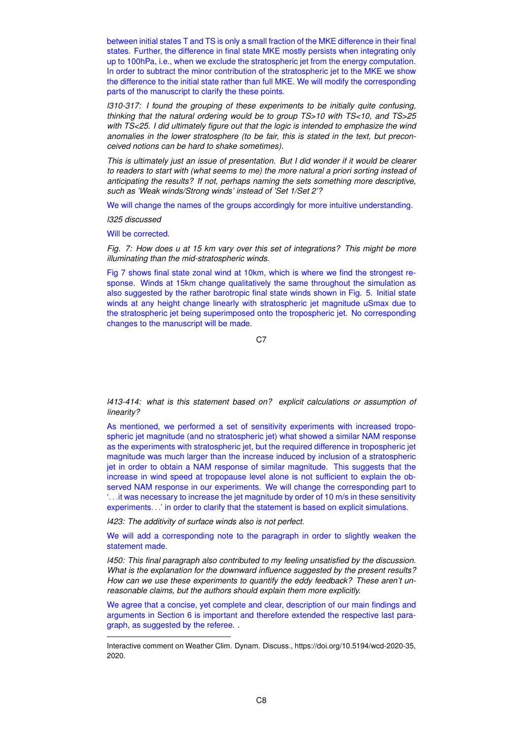between initial states T and TS is only a small fraction of the MKE difference in their final states. Further, the difference in final state MKE mostly persists when integrating only up to 100hPa, i.e., when we exclude the stratospheric jet from the energy computation. In order to subtract the minor contribution of the stratospheric jet to the MKE we show the difference to the initial state rather than full MKE. We will modify the corresponding parts of the manuscript to clarify the these points.

*l310-317: I found the grouping of these experiments to be initially quite confusing, thinking that the natural ordering would be to group TS>10 with TS<10, and TS>25 with TS<25. I did ultimately figure out that the logic is intended to emphasize the wind anomalies in the lower stratosphere (to be fair, this is stated in the text, but preconceived notions can be hard to shake sometimes).*

*This is ultimately just an issue of presentation. But I did wonder if it would be clearer to readers to start with (what seems to me) the more natural a priori sorting instead of anticipating the results? If not, perhaps naming the sets something more descriptive, such as 'Weak winds/Strong winds' instead of 'Set 1/Set 2'?*

We will change the names of the groups accordingly for more intuitive understanding.

*l325 discussed*

Will be corrected.

*Fig. 7: How does u at 15 km vary over this set of integrations? This might be more illuminating than the mid-stratospheric winds.*

Fig 7 shows final state zonal wind at 10km, which is where we find the strongest response. Winds at 15km change qualitatively the same throughout the simulation as also suggested by the rather barotropic final state winds shown in Fig. 5. Initial state winds at any height change linearly with stratospheric jet magnitude uSmax due to the stratospheric jet being superimposed onto the tropospheric jet. No corresponding changes to the manuscript will be made.

*l413-414: what is this statement based on? explicit calculations or assumption of linearity?*

As mentioned, we performed a set of sensitivity experiments with increased tropospheric jet magnitude (and no stratospheric jet) what showed a similar NAM response as the experiments with stratospheric jet, but the required difference in tropospheric jet magnitude was much larger than the increase induced by inclusion of a stratospheric jet in order to obtain a NAM response of similar magnitude. This suggests that the increase in wind speed at tropopause level alone is not sufficient to explain the observed NAM response in our experiments. We will change the corresponding part to '. . .it was necessary to increase the jet magnitude by order of 10 m/s in these sensitivity experiments. . .' in order to clarify that the statement is based on explicit simulations.

*l423: The additivity of surface winds also is not perfect.*

We will add a corresponding note to the paragraph in order to slightly weaken the statement made.

*l450: This final paragraph also contributed to my feeling unsatisfied by the discussion. What is the explanation for the downward influence suggested by the present results? How can we use these experiments to quantify the eddy feedback? These aren't unreasonable claims, but the authors should explain them more explicitly.*

We agree that a concise, yet complete and clear, description of our main findings and arguments in Section 6 is important and therefore extended the respective last paragraph, as suggested by the referee. .

---

Interactive comment on Weather Clim. Dynam. Discuss., https://doi.org/10.5194/wcd-2020-35, 2020.